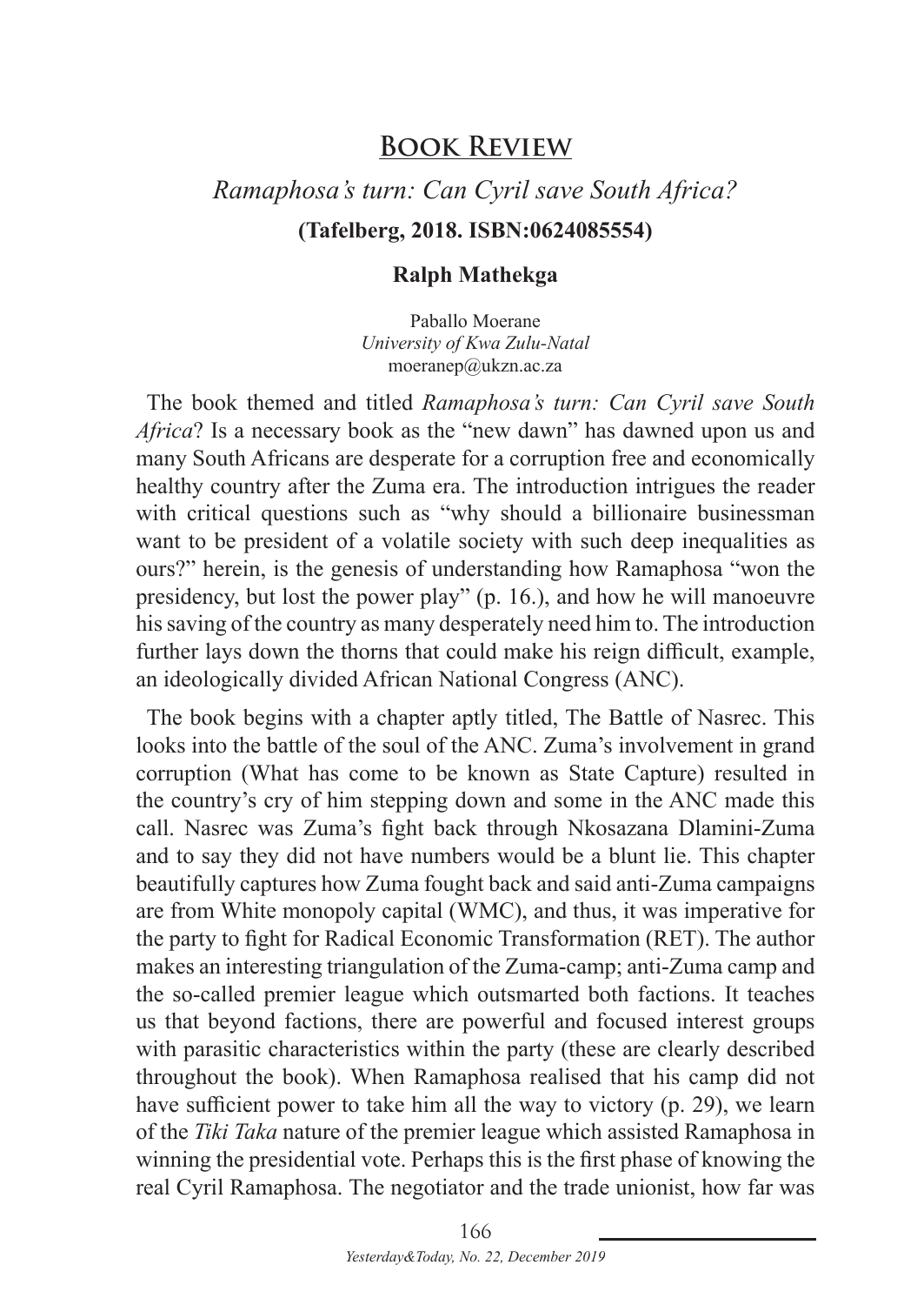# Book Review

## *Ramaphosa's turn: Can Cyril save South Africa?*

**(Tafelberg, 2018. ISBN:0624085554)**

**Ralph Mathekga**

Paballo Moerane
*University of Kwa Zulu-Natal*
moeranep@ukzn.ac.za

The book themed and titled *Ramaphosa's turn: Can Cyril save South Africa*? Is a necessary book as the "new dawn" has dawned upon us and many South Africans are desperate for a corruption free and economically healthy country after the Zuma era. The introduction intrigues the reader with critical questions such as "why should a billionaire businessman want to be president of a volatile society with such deep inequalities as ours?" herein, is the genesis of understanding how Ramaphosa "won the presidency, but lost the power play" (p. 16.), and how he will manoeuvre his saving of the country as many desperately need him to. The introduction further lays down the thorns that could make his reign difficult, example, an ideologically divided African National Congress (ANC).

The book begins with a chapter aptly titled, The Battle of Nasrec. This looks into the battle of the soul of the ANC. Zuma's involvement in grand corruption (What has come to be known as State Capture) resulted in the country's cry of him stepping down and some in the ANC made this call. Nasrec was Zuma's fight back through Nkosazana Dlamini-Zuma and to say they did not have numbers would be a blunt lie. This chapter beautifully captures how Zuma fought back and said anti-Zuma campaigns are from White monopoly capital (WMC), and thus, it was imperative for the party to fight for Radical Economic Transformation (RET). The author makes an interesting triangulation of the Zuma-camp; anti-Zuma camp and the so-called premier league which outsmarted both factions. It teaches us that beyond factions, there are powerful and focused interest groups with parasitic characteristics within the party (these are clearly described throughout the book). When Ramaphosa realised that his camp did not have sufficient power to take him all the way to victory (p. 29), we learn of the *Tiki Taka* nature of the premier league which assisted Ramaphosa in winning the presidential vote. Perhaps this is the first phase of knowing the real Cyril Ramaphosa. The negotiator and the trade unionist, how far was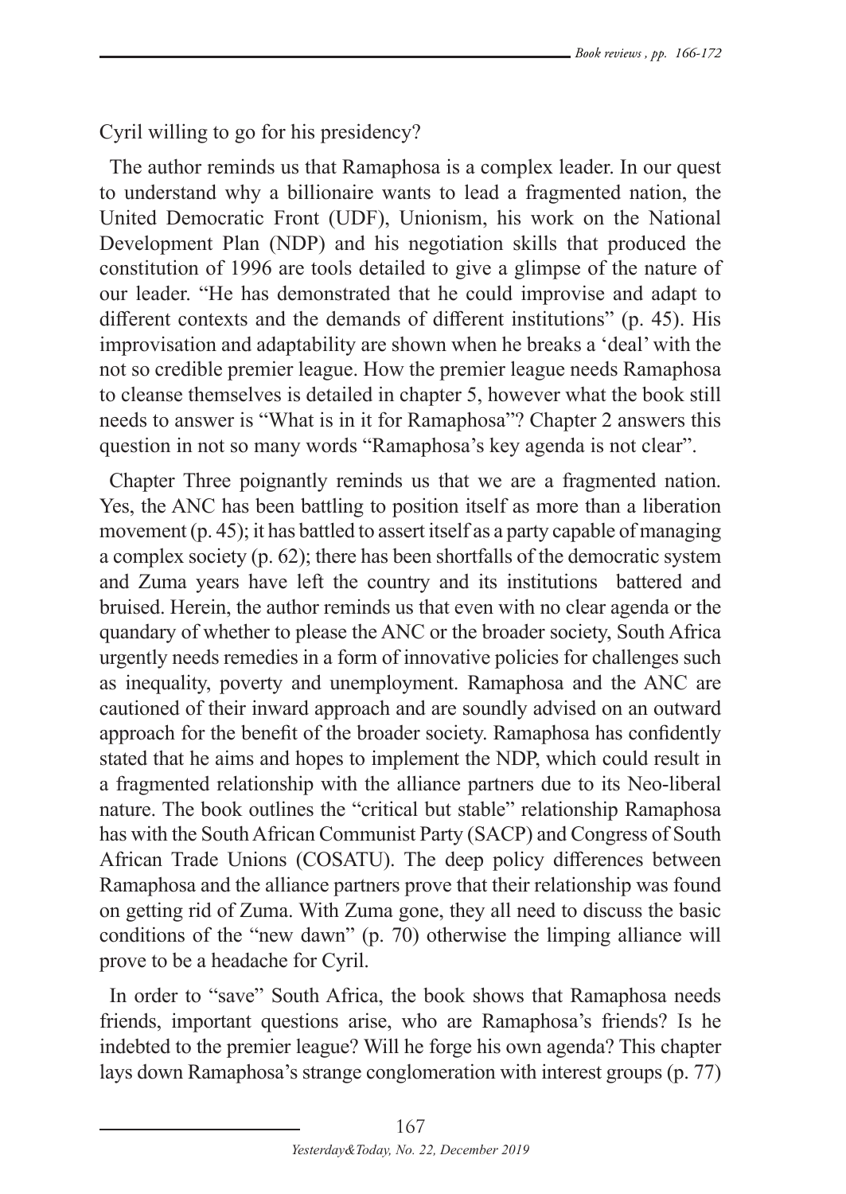Cyril willing to go for his presidency?

The author reminds us that Ramaphosa is a complex leader. In our quest to understand why a billionaire wants to lead a fragmented nation, the United Democratic Front (UDF), Unionism, his work on the National Development Plan (NDP) and his negotiation skills that produced the constitution of 1996 are tools detailed to give a glimpse of the nature of our leader. "He has demonstrated that he could improvise and adapt to different contexts and the demands of different institutions" (p. 45). His improvisation and adaptability are shown when he breaks a 'deal' with the not so credible premier league. How the premier league needs Ramaphosa to cleanse themselves is detailed in chapter 5, however what the book still needs to answer is "What is in it for Ramaphosa"? Chapter 2 answers this question in not so many words "Ramaphosa's key agenda is not clear".

Chapter Three poignantly reminds us that we are a fragmented nation. Yes, the ANC has been battling to position itself as more than a liberation movement (p. 45); it has battled to assert itself as a party capable of managing a complex society (p. 62); there has been shortfalls of the democratic system and Zuma years have left the country and its institutions battered and bruised. Herein, the author reminds us that even with no clear agenda or the quandary of whether to please the ANC or the broader society, South Africa urgently needs remedies in a form of innovative policies for challenges such as inequality, poverty and unemployment. Ramaphosa and the ANC are cautioned of their inward approach and are soundly advised on an outward approach for the benefit of the broader society. Ramaphosa has confidently stated that he aims and hopes to implement the NDP, which could result in a fragmented relationship with the alliance partners due to its Neo-liberal nature. The book outlines the "critical but stable" relationship Ramaphosa has with the South African Communist Party (SACP) and Congress of South African Trade Unions (COSATU). The deep policy differences between Ramaphosa and the alliance partners prove that their relationship was found on getting rid of Zuma. With Zuma gone, they all need to discuss the basic conditions of the "new dawn" (p. 70) otherwise the limping alliance will prove to be a headache for Cyril.

In order to "save" South Africa, the book shows that Ramaphosa needs friends, important questions arise, who are Ramaphosa's friends? Is he indebted to the premier league? Will he forge his own agenda? This chapter lays down Ramaphosa's strange conglomeration with interest groups (p. 77)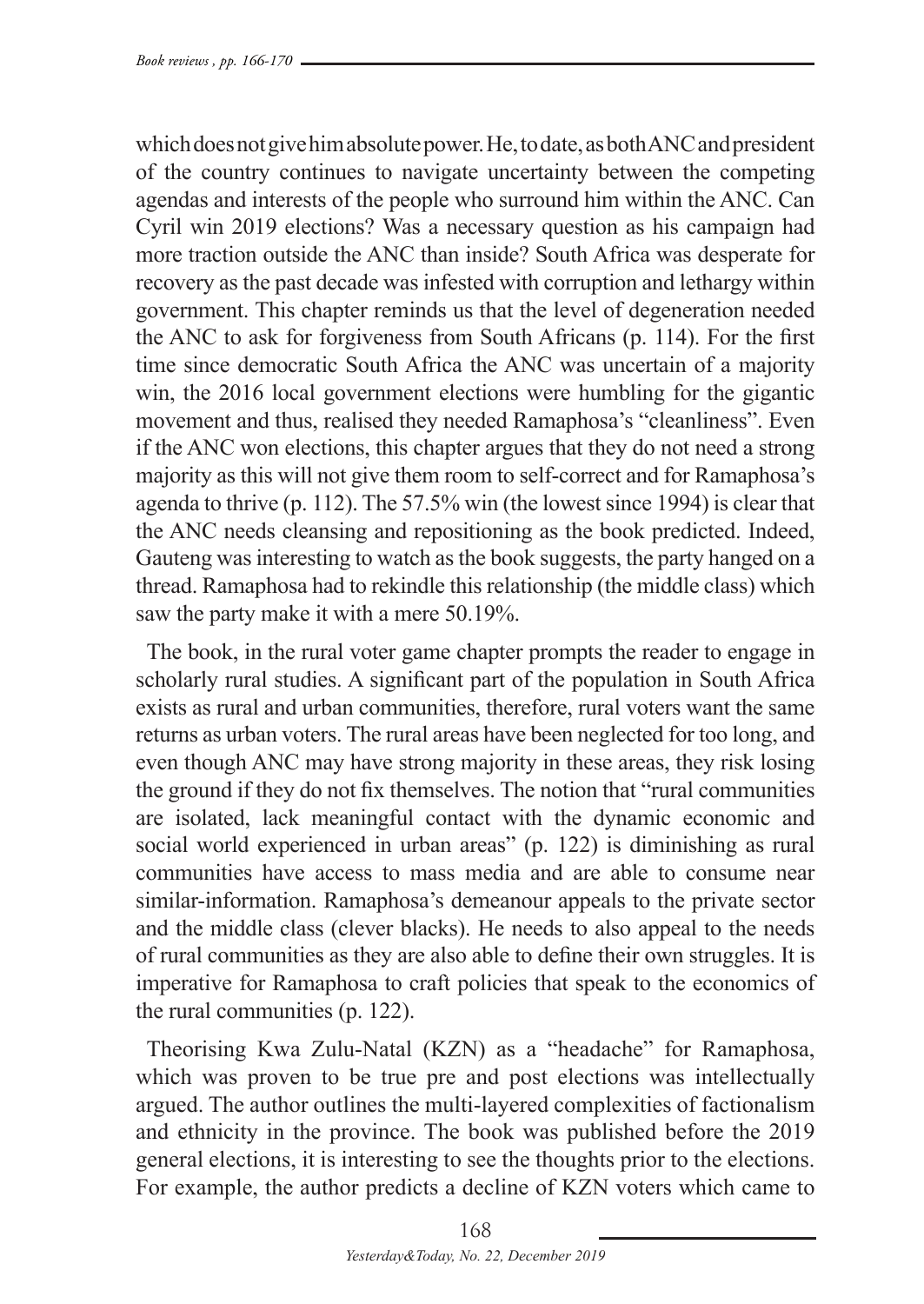which does not give him absolute power. He, to date, as both ANC and president of the country continues to navigate uncertainty between the competing agendas and interests of the people who surround him within the ANC. Can Cyril win 2019 elections? Was a necessary question as his campaign had more traction outside the ANC than inside? South Africa was desperate for recovery as the past decade was infested with corruption and lethargy within government. This chapter reminds us that the level of degeneration needed the ANC to ask for forgiveness from South Africans (p. 114). For the first time since democratic South Africa the ANC was uncertain of a majority win, the 2016 local government elections were humbling for the gigantic movement and thus, realised they needed Ramaphosa's "cleanliness". Even if the ANC won elections, this chapter argues that they do not need a strong majority as this will not give them room to self-correct and for Ramaphosa's agenda to thrive (p. 112). The 57.5% win (the lowest since 1994) is clear that the ANC needs cleansing and repositioning as the book predicted. Indeed, Gauteng was interesting to watch as the book suggests, the party hanged on a thread. Ramaphosa had to rekindle this relationship (the middle class) which saw the party make it with a mere 50.19%.

The book, in the rural voter game chapter prompts the reader to engage in scholarly rural studies. A significant part of the population in South Africa exists as rural and urban communities, therefore, rural voters want the same returns as urban voters. The rural areas have been neglected for too long, and even though ANC may have strong majority in these areas, they risk losing the ground if they do not fix themselves. The notion that "rural communities are isolated, lack meaningful contact with the dynamic economic and social world experienced in urban areas" (p. 122) is diminishing as rural communities have access to mass media and are able to consume near similar-information. Ramaphosa's demeanour appeals to the private sector and the middle class (clever blacks). He needs to also appeal to the needs of rural communities as they are also able to define their own struggles. It is imperative for Ramaphosa to craft policies that speak to the economics of the rural communities (p. 122).

Theorising Kwa Zulu-Natal (KZN) as a "headache" for Ramaphosa, which was proven to be true pre and post elections was intellectually argued. The author outlines the multi-layered complexities of factionalism and ethnicity in the province. The book was published before the 2019 general elections, it is interesting to see the thoughts prior to the elections. For example, the author predicts a decline of KZN voters which came to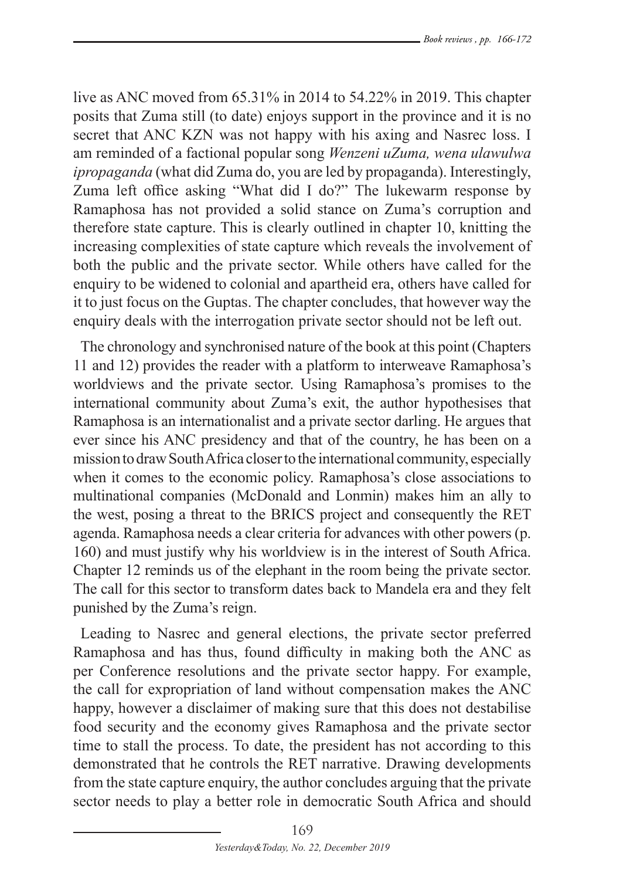live as ANC moved from 65.31% in 2014 to 54.22% in 2019. This chapter posits that Zuma still (to date) enjoys support in the province and it is no secret that ANC KZN was not happy with his axing and Nasrec loss. I am reminded of a factional popular song *Wenzeni uZuma, wena ulawulwa ipropaganda* (what did Zuma do, you are led by propaganda). Interestingly, Zuma left office asking "What did I do?" The lukewarm response by Ramaphosa has not provided a solid stance on Zuma's corruption and therefore state capture. This is clearly outlined in chapter 10, knitting the increasing complexities of state capture which reveals the involvement of both the public and the private sector. While others have called for the enquiry to be widened to colonial and apartheid era, others have called for it to just focus on the Guptas. The chapter concludes, that however way the enquiry deals with the interrogation private sector should not be left out.

The chronology and synchronised nature of the book at this point (Chapters 11 and 12) provides the reader with a platform to interweave Ramaphosa's worldviews and the private sector. Using Ramaphosa's promises to the international community about Zuma's exit, the author hypothesises that Ramaphosa is an internationalist and a private sector darling. He argues that ever since his ANC presidency and that of the country, he has been on a mission to draw South Africa closer to the international community, especially when it comes to the economic policy. Ramaphosa's close associations to multinational companies (McDonald and Lonmin) makes him an ally to the west, posing a threat to the BRICS project and consequently the RET agenda. Ramaphosa needs a clear criteria for advances with other powers (p. 160) and must justify why his worldview is in the interest of South Africa. Chapter 12 reminds us of the elephant in the room being the private sector. The call for this sector to transform dates back to Mandela era and they felt punished by the Zuma's reign.

Leading to Nasrec and general elections, the private sector preferred Ramaphosa and has thus, found difficulty in making both the ANC as per Conference resolutions and the private sector happy. For example, the call for expropriation of land without compensation makes the ANC happy, however a disclaimer of making sure that this does not destabilise food security and the economy gives Ramaphosa and the private sector time to stall the process. To date, the president has not according to this demonstrated that he controls the RET narrative. Drawing developments from the state capture enquiry, the author concludes arguing that the private sector needs to play a better role in democratic South Africa and should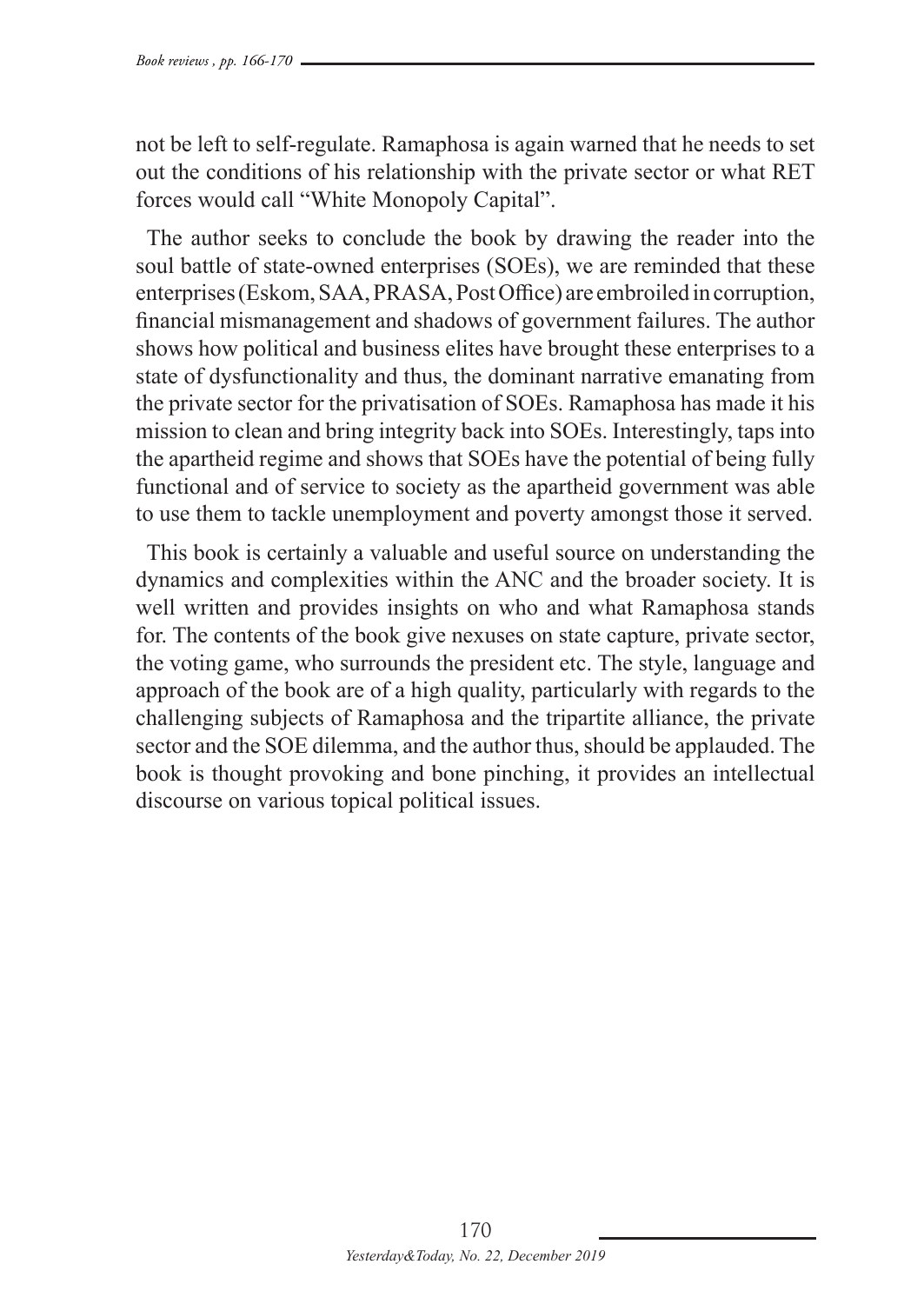not be left to self-regulate. Ramaphosa is again warned that he needs to set out the conditions of his relationship with the private sector or what RET forces would call "White Monopoly Capital".

The author seeks to conclude the book by drawing the reader into the soul battle of state-owned enterprises (SOEs), we are reminded that these enterprises (Eskom, SAA, PRASA, Post Office) are embroiled in corruption, financial mismanagement and shadows of government failures. The author shows how political and business elites have brought these enterprises to a state of dysfunctionality and thus, the dominant narrative emanating from the private sector for the privatisation of SOEs. Ramaphosa has made it his mission to clean and bring integrity back into SOEs. Interestingly, taps into the apartheid regime and shows that SOEs have the potential of being fully functional and of service to society as the apartheid government was able to use them to tackle unemployment and poverty amongst those it served.

This book is certainly a valuable and useful source on understanding the dynamics and complexities within the ANC and the broader society. It is well written and provides insights on who and what Ramaphosa stands for. The contents of the book give nexuses on state capture, private sector, the voting game, who surrounds the president etc. The style, language and approach of the book are of a high quality, particularly with regards to the challenging subjects of Ramaphosa and the tripartite alliance, the private sector and the SOE dilemma, and the author thus, should be applauded. The book is thought provoking and bone pinching, it provides an intellectual discourse on various topical political issues.